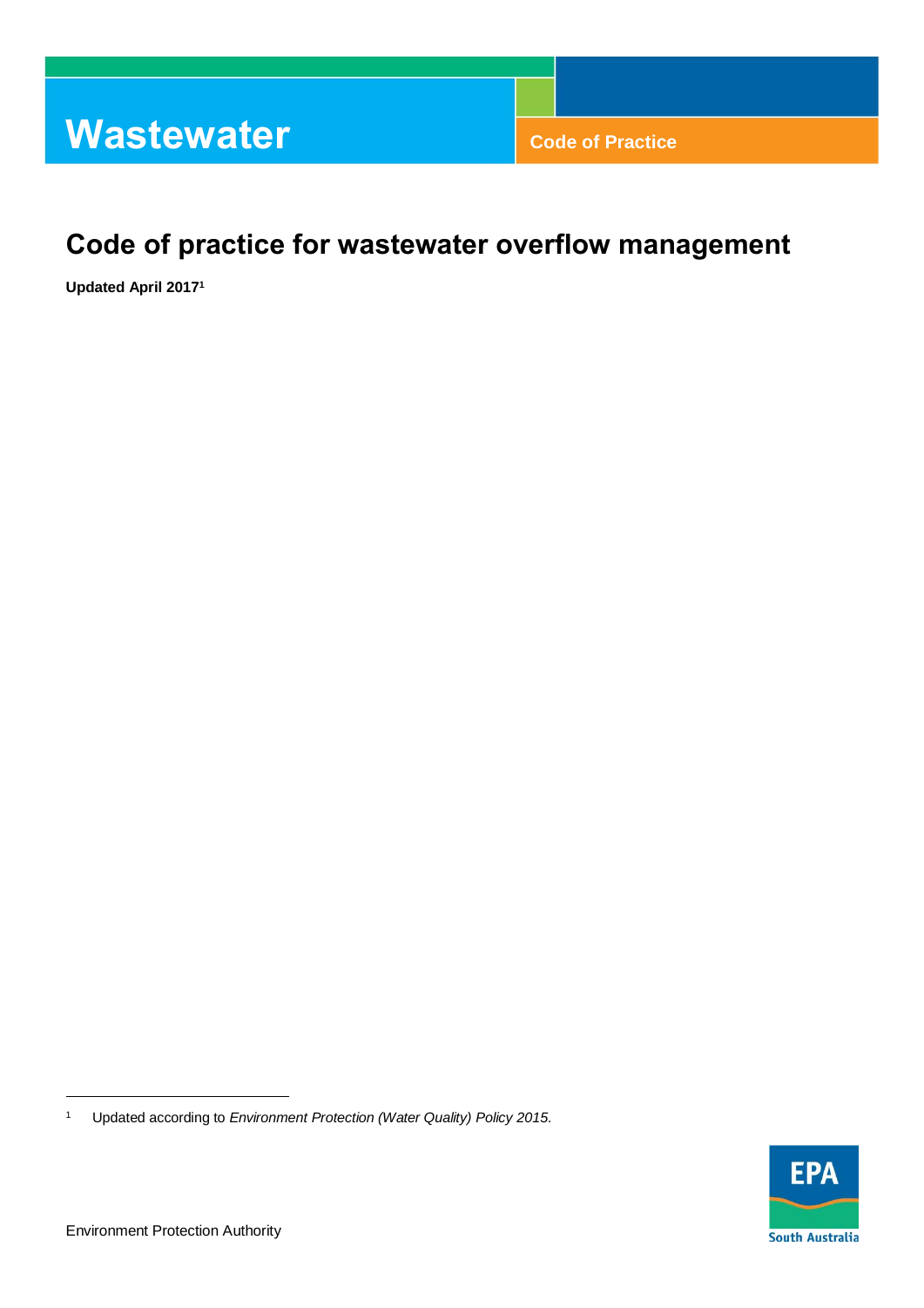# Wastewater

Code of Practice

## Code of practice for wastewater overflow management

**Updated April 2017[1]**

[1] Updated according to *Environment Protection (Water Quality) Policy 2015.*

Environment Protection Authority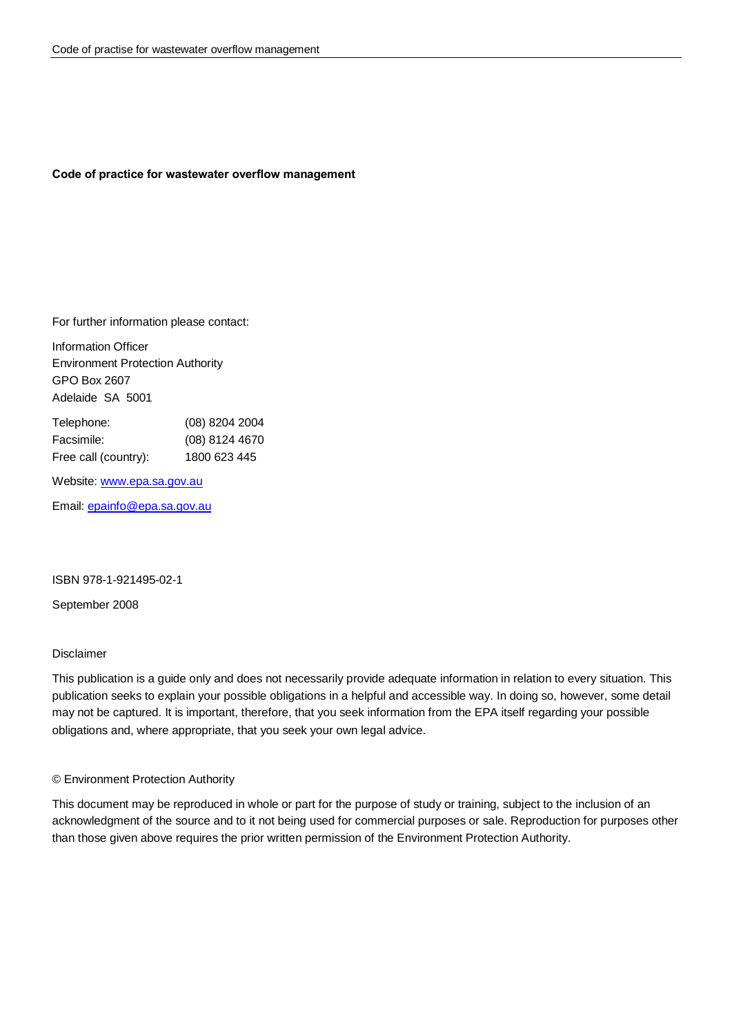**Code of practice for wastewater overflow management**

For further information please contact:

Information Officer
Environment Protection Authority
GPO Box 2607
Adelaide SA 5001

| | |
|---|---|
| Telephone: | (08) 8204 2004 |
| Facsimile: | (08) 8124 4670 |
| Free call (country): | 1800 623 445 |

Website: www.epa.sa.gov.au

Email: epainfo@epa.sa.gov.au

ISBN 978-1-921495-02-1

September 2008

Disclaimer

This publication is a guide only and does not necessarily provide adequate information in relation to every situation. This publication seeks to explain your possible obligations in a helpful and accessible way. In doing so, however, some detail may not be captured. It is important, therefore, that you seek information from the EPA itself regarding your possible obligations and, where appropriate, that you seek your own legal advice.

© Environment Protection Authority

This document may be reproduced in whole or part for the purpose of study or training, subject to the inclusion of an acknowledgment of the source and to it not being used for commercial purposes or sale. Reproduction for purposes other than those given above requires the prior written permission of the Environment Protection Authority.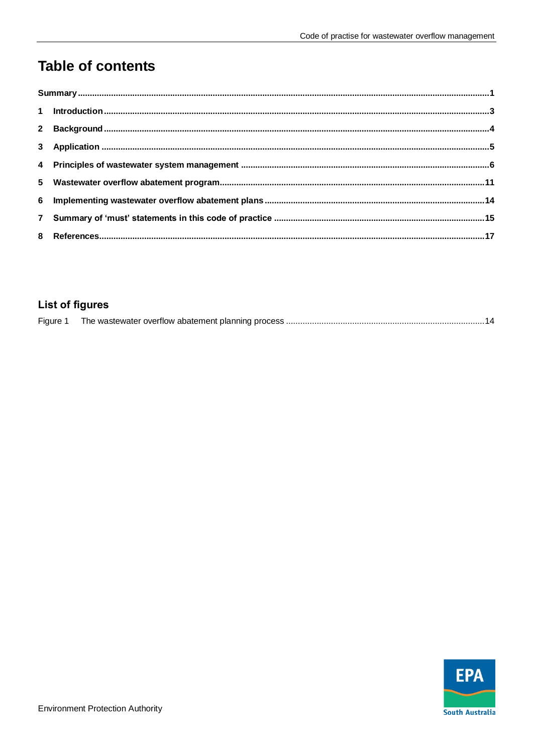# Table of contents

Summary ....................................................................................................................................1

1 Introduction ............................................................................................................................3

2 Background ............................................................................................................................4

3 Application .............................................................................................................................5

4 Principles of wastewater system management .....................................................................6

5 Wastewater overflow abatement program ............................................................................11

6 Implementing wastewater overflow abatement plans ...........................................................14

7 Summary of 'must' statements in this code of practice ........................................................15

8 References ............................................................................................................................17

## List of figures

Figure 1 The wastewater overflow abatement planning process ..................................................14

Environment Protection Authority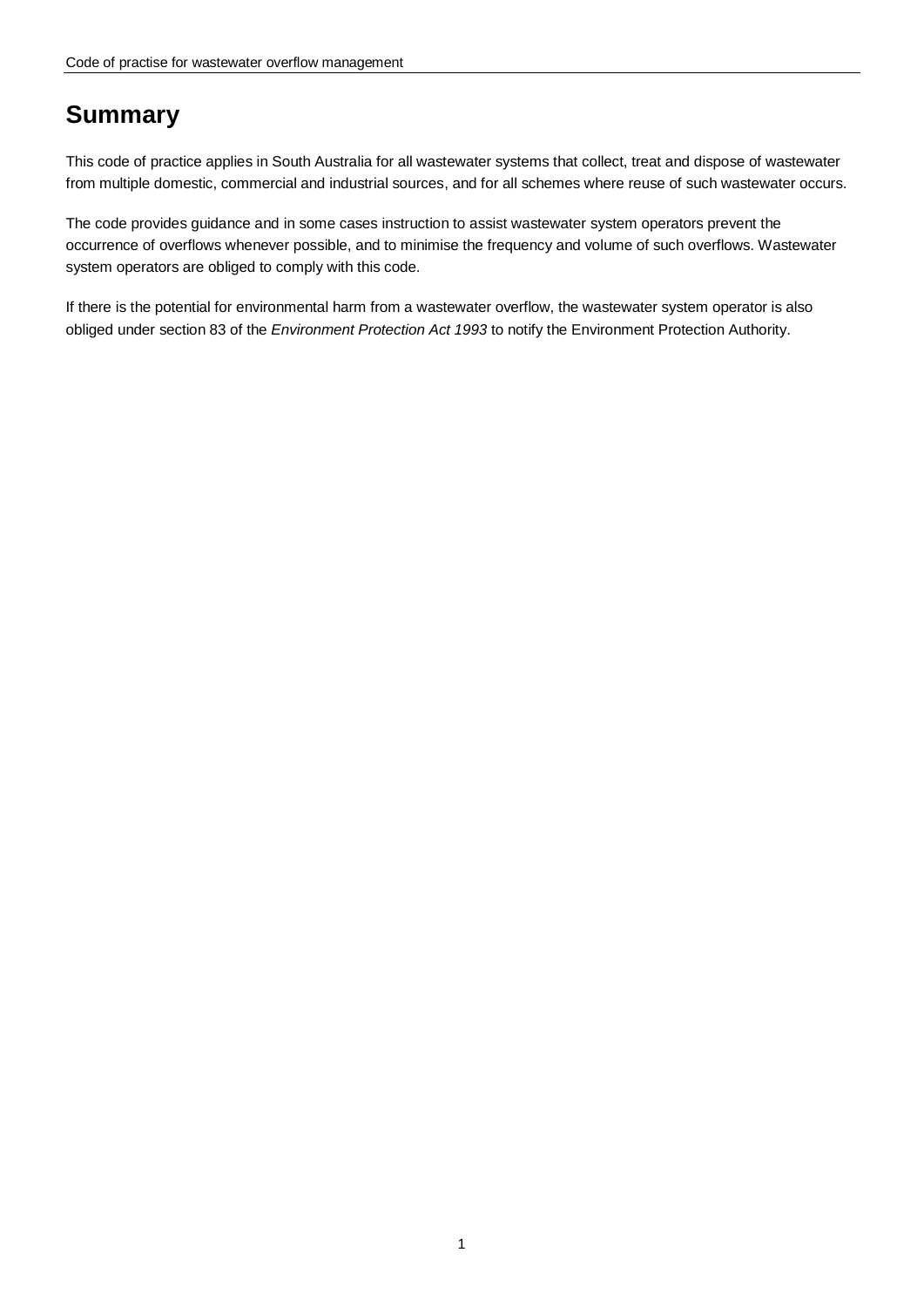# Summary

This code of practice applies in South Australia for all wastewater systems that collect, treat and dispose of wastewater from multiple domestic, commercial and industrial sources, and for all schemes where reuse of such wastewater occurs.

The code provides guidance and in some cases instruction to assist wastewater system operators prevent the occurrence of overflows whenever possible, and to minimise the frequency and volume of such overflows. Wastewater system operators are obliged to comply with this code.

If there is the potential for environmental harm from a wastewater overflow, the wastewater system operator is also obliged under section 83 of the *Environment Protection Act 1993* to notify the Environment Protection Authority.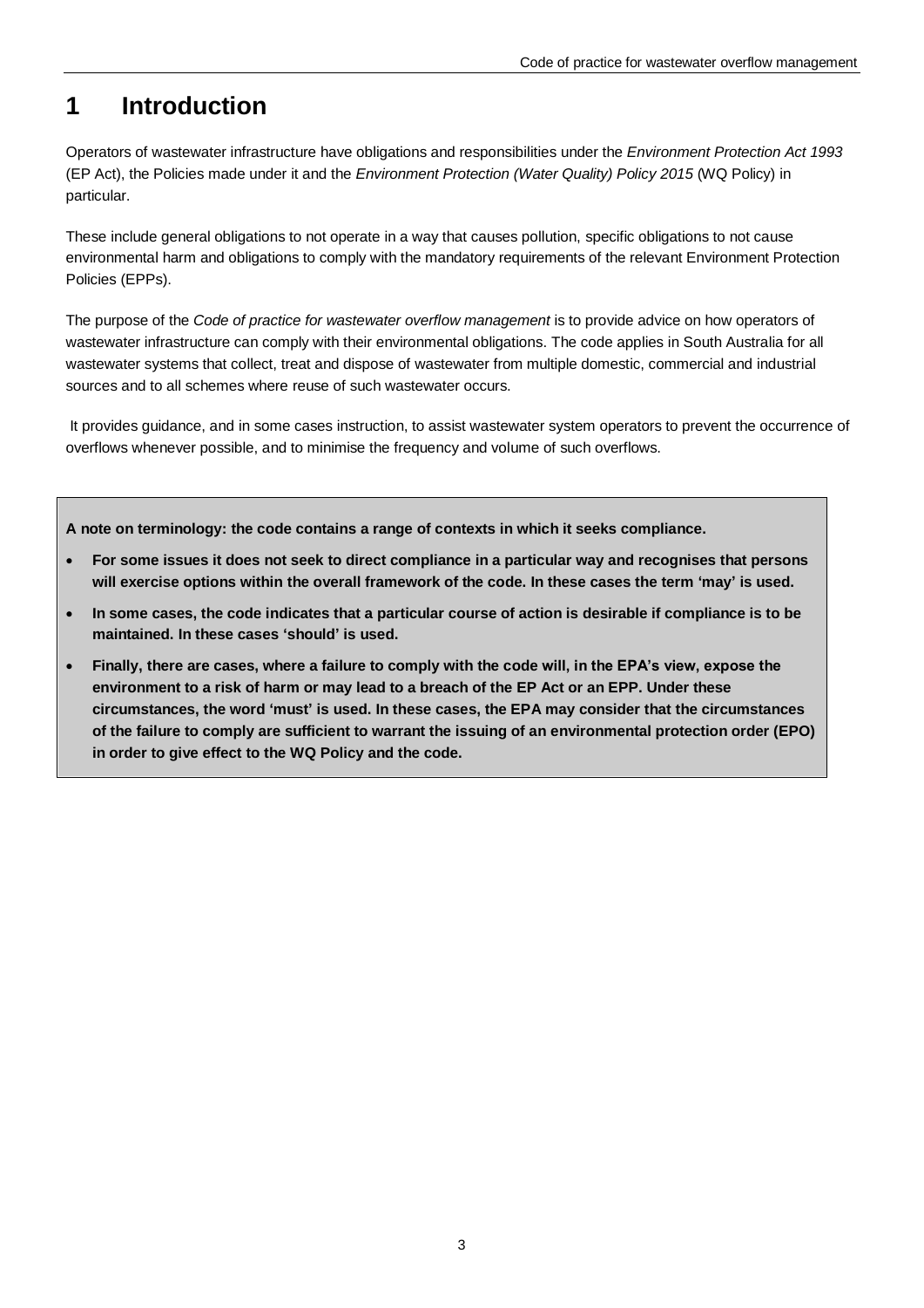# 1 Introduction

Operators of wastewater infrastructure have obligations and responsibilities under the *Environment Protection Act 1993* (EP Act), the Policies made under it and the *Environment Protection (Water Quality) Policy 2015* (WQ Policy) in particular.

These include general obligations to not operate in a way that causes pollution, specific obligations to not cause environmental harm and obligations to comply with the mandatory requirements of the relevant Environment Protection Policies (EPPs).

The purpose of the *Code of practice for wastewater overflow management* is to provide advice on how operators of wastewater infrastructure can comply with their environmental obligations. The code applies in South Australia for all wastewater systems that collect, treat and dispose of wastewater from multiple domestic, commercial and industrial sources and to all schemes where reuse of such wastewater occurs.

It provides guidance, and in some cases instruction, to assist wastewater system operators to prevent the occurrence of overflows whenever possible, and to minimise the frequency and volume of such overflows.

**A note on terminology: the code contains a range of contexts in which it seeks compliance.**

- **For some issues it does not seek to direct compliance in a particular way and recognises that persons will exercise options within the overall framework of the code. In these cases the term 'may' is used.**
- **In some cases, the code indicates that a particular course of action is desirable if compliance is to be maintained. In these cases 'should' is used.**
- **Finally, there are cases, where a failure to comply with the code will, in the EPA's view, expose the environment to a risk of harm or may lead to a breach of the EP Act or an EPP. Under these circumstances, the word 'must' is used. In these cases, the EPA may consider that the circumstances of the failure to comply are sufficient to warrant the issuing of an environmental protection order (EPO) in order to give effect to the WQ Policy and the code.**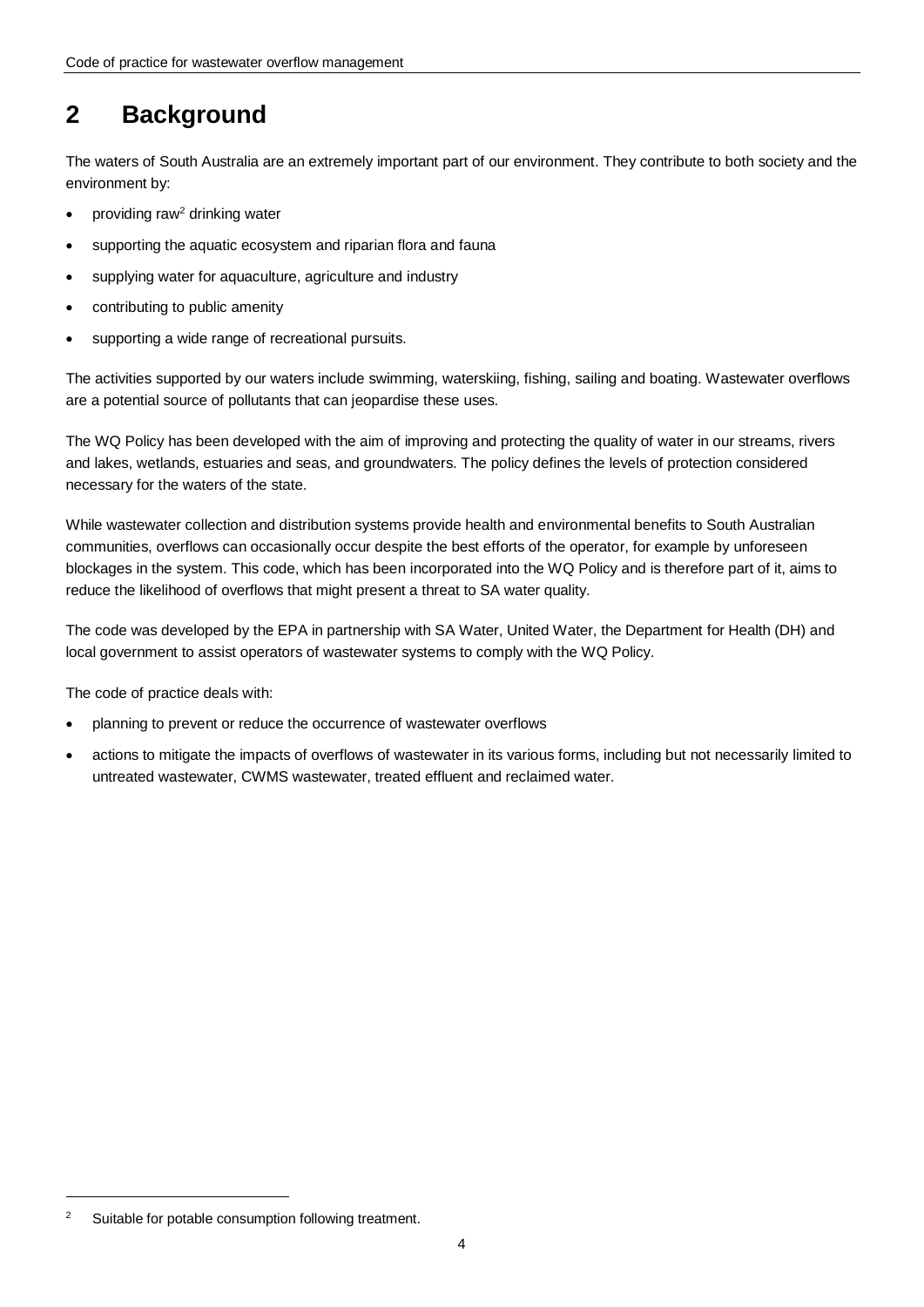# 2 Background

The waters of South Australia are an extremely important part of our environment. They contribute to both society and the environment by:

- providing raw[2] drinking water
- supporting the aquatic ecosystem and riparian flora and fauna
- supplying water for aquaculture, agriculture and industry
- contributing to public amenity
- supporting a wide range of recreational pursuits.

The activities supported by our waters include swimming, waterskiing, fishing, sailing and boating. Wastewater overflows are a potential source of pollutants that can jeopardise these uses.

The WQ Policy has been developed with the aim of improving and protecting the quality of water in our streams, rivers and lakes, wetlands, estuaries and seas, and groundwaters. The policy defines the levels of protection considered necessary for the waters of the state.

While wastewater collection and distribution systems provide health and environmental benefits to South Australian communities, overflows can occasionally occur despite the best efforts of the operator, for example by unforeseen blockages in the system. This code, which has been incorporated into the WQ Policy and is therefore part of it, aims to reduce the likelihood of overflows that might present a threat to SA water quality.

The code was developed by the EPA in partnership with SA Water, United Water, the Department for Health (DH) and local government to assist operators of wastewater systems to comply with the WQ Policy.

The code of practice deals with:

- planning to prevent or reduce the occurrence of wastewater overflows
- actions to mitigate the impacts of overflows of wastewater in its various forms, including but not necessarily limited to untreated wastewater, CWMS wastewater, treated effluent and reclaimed water.

[2] Suitable for potable consumption following treatment.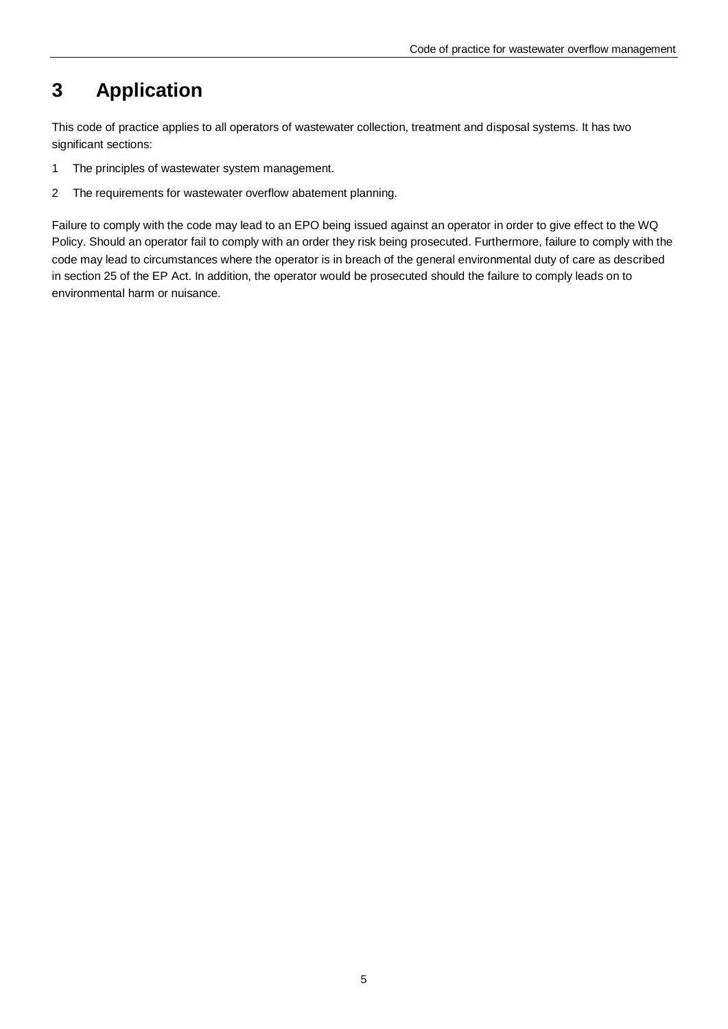# 3 Application

This code of practice applies to all operators of wastewater collection, treatment and disposal systems. It has two significant sections:

1. The principles of wastewater system management.
2. The requirements for wastewater overflow abatement planning.

Failure to comply with the code may lead to an EPO being issued against an operator in order to give effect to the WQ Policy. Should an operator fail to comply with an order they risk being prosecuted. Furthermore, failure to comply with the code may lead to circumstances where the operator is in breach of the general environmental duty of care as described in section 25 of the EP Act. In addition, the operator would be prosecuted should the failure to comply leads on to environmental harm or nuisance.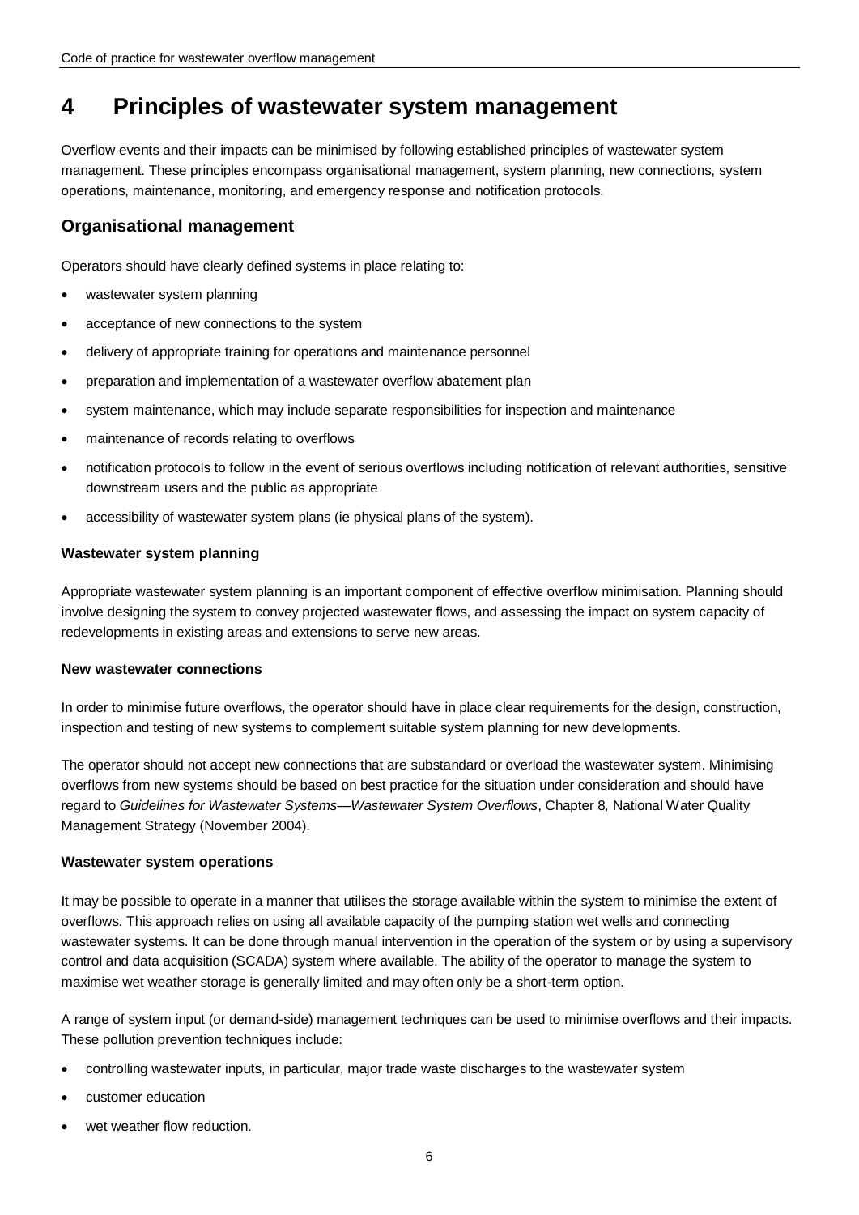# 4 Principles of wastewater system management

Overflow events and their impacts can be minimised by following established principles of wastewater system management. These principles encompass organisational management, system planning, new connections, system operations, maintenance, monitoring, and emergency response and notification protocols.

## Organisational management

Operators should have clearly defined systems in place relating to:

- wastewater system planning
- acceptance of new connections to the system
- delivery of appropriate training for operations and maintenance personnel
- preparation and implementation of a wastewater overflow abatement plan
- system maintenance, which may include separate responsibilities for inspection and maintenance
- maintenance of records relating to overflows
- notification protocols to follow in the event of serious overflows including notification of relevant authorities, sensitive downstream users and the public as appropriate
- accessibility of wastewater system plans (ie physical plans of the system).

### Wastewater system planning

Appropriate wastewater system planning is an important component of effective overflow minimisation. Planning should involve designing the system to convey projected wastewater flows, and assessing the impact on system capacity of redevelopments in existing areas and extensions to serve new areas.

### New wastewater connections

In order to minimise future overflows, the operator should have in place clear requirements for the design, construction, inspection and testing of new systems to complement suitable system planning for new developments.

The operator should not accept new connections that are substandard or overload the wastewater system. Minimising overflows from new systems should be based on best practice for the situation under consideration and should have regard to *Guidelines for Wastewater Systems—Wastewater System Overflows*, Chapter 8*,* National Water Quality Management Strategy (November 2004).

### Wastewater system operations

It may be possible to operate in a manner that utilises the storage available within the system to minimise the extent of overflows. This approach relies on using all available capacity of the pumping station wet wells and connecting wastewater systems. It can be done through manual intervention in the operation of the system or by using a supervisory control and data acquisition (SCADA) system where available. The ability of the operator to manage the system to maximise wet weather storage is generally limited and may often only be a short-term option.

A range of system input (or demand-side) management techniques can be used to minimise overflows and their impacts. These pollution prevention techniques include:

- controlling wastewater inputs, in particular, major trade waste discharges to the wastewater system
- customer education
- wet weather flow reduction.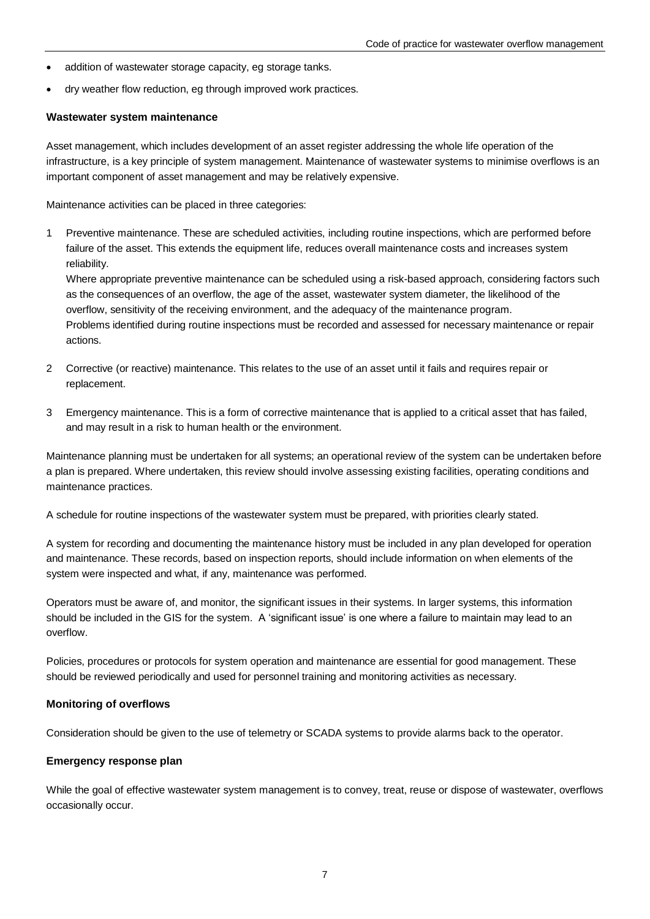- addition of wastewater storage capacity, eg storage tanks.
- dry weather flow reduction, eg through improved work practices.

**Wastewater system maintenance**

Asset management, which includes development of an asset register addressing the whole life operation of the infrastructure, is a key principle of system management. Maintenance of wastewater systems to minimise overflows is an important component of asset management and may be relatively expensive.

Maintenance activities can be placed in three categories:

1. Preventive maintenance. These are scheduled activities, including routine inspections, which are performed before failure of the asset. This extends the equipment life, reduces overall maintenance costs and increases system reliability.
   Where appropriate preventive maintenance can be scheduled using a risk-based approach, considering factors such as the consequences of an overflow, the age of the asset, wastewater system diameter, the likelihood of the overflow, sensitivity of the receiving environment, and the adequacy of the maintenance program.
   Problems identified during routine inspections must be recorded and assessed for necessary maintenance or repair actions.

2. Corrective (or reactive) maintenance. This relates to the use of an asset until it fails and requires repair or replacement.

3. Emergency maintenance. This is a form of corrective maintenance that is applied to a critical asset that has failed, and may result in a risk to human health or the environment.

Maintenance planning must be undertaken for all systems; an operational review of the system can be undertaken before a plan is prepared. Where undertaken, this review should involve assessing existing facilities, operating conditions and maintenance practices.

A schedule for routine inspections of the wastewater system must be prepared, with priorities clearly stated.

A system for recording and documenting the maintenance history must be included in any plan developed for operation and maintenance. These records, based on inspection reports, should include information on when elements of the system were inspected and what, if any, maintenance was performed.

Operators must be aware of, and monitor, the significant issues in their systems. In larger systems, this information should be included in the GIS for the system. A 'significant issue' is one where a failure to maintain may lead to an overflow.

Policies, procedures or protocols for system operation and maintenance are essential for good management. These should be reviewed periodically and used for personnel training and monitoring activities as necessary.

**Monitoring of overflows**

Consideration should be given to the use of telemetry or SCADA systems to provide alarms back to the operator.

**Emergency response plan**

While the goal of effective wastewater system management is to convey, treat, reuse or dispose of wastewater, overflows occasionally occur.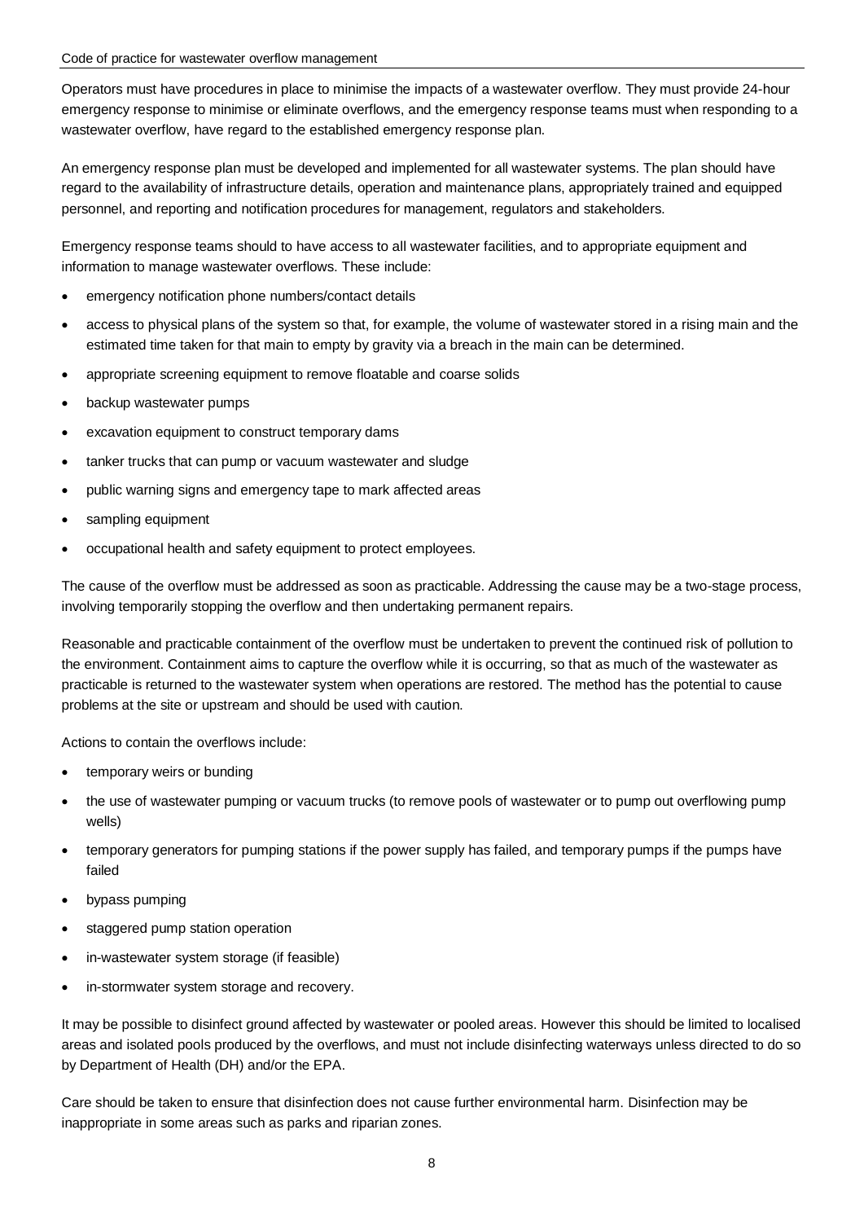Operators must have procedures in place to minimise the impacts of a wastewater overflow. They must provide 24-hour emergency response to minimise or eliminate overflows, and the emergency response teams must when responding to a wastewater overflow, have regard to the established emergency response plan.

An emergency response plan must be developed and implemented for all wastewater systems. The plan should have regard to the availability of infrastructure details, operation and maintenance plans, appropriately trained and equipped personnel, and reporting and notification procedures for management, regulators and stakeholders.

Emergency response teams should to have access to all wastewater facilities, and to appropriate equipment and information to manage wastewater overflows. These include:

- emergency notification phone numbers/contact details
- access to physical plans of the system so that, for example, the volume of wastewater stored in a rising main and the estimated time taken for that main to empty by gravity via a breach in the main can be determined.
- appropriate screening equipment to remove floatable and coarse solids
- backup wastewater pumps
- excavation equipment to construct temporary dams
- tanker trucks that can pump or vacuum wastewater and sludge
- public warning signs and emergency tape to mark affected areas
- sampling equipment
- occupational health and safety equipment to protect employees.

The cause of the overflow must be addressed as soon as practicable. Addressing the cause may be a two-stage process, involving temporarily stopping the overflow and then undertaking permanent repairs.

Reasonable and practicable containment of the overflow must be undertaken to prevent the continued risk of pollution to the environment. Containment aims to capture the overflow while it is occurring, so that as much of the wastewater as practicable is returned to the wastewater system when operations are restored. The method has the potential to cause problems at the site or upstream and should be used with caution.

Actions to contain the overflows include:

- temporary weirs or bunding
- the use of wastewater pumping or vacuum trucks (to remove pools of wastewater or to pump out overflowing pump wells)
- temporary generators for pumping stations if the power supply has failed, and temporary pumps if the pumps have failed
- bypass pumping
- staggered pump station operation
- in-wastewater system storage (if feasible)
- in-stormwater system storage and recovery.

It may be possible to disinfect ground affected by wastewater or pooled areas. However this should be limited to localised areas and isolated pools produced by the overflows, and must not include disinfecting waterways unless directed to do so by Department of Health (DH) and/or the EPA.

Care should be taken to ensure that disinfection does not cause further environmental harm. Disinfection may be inappropriate in some areas such as parks and riparian zones.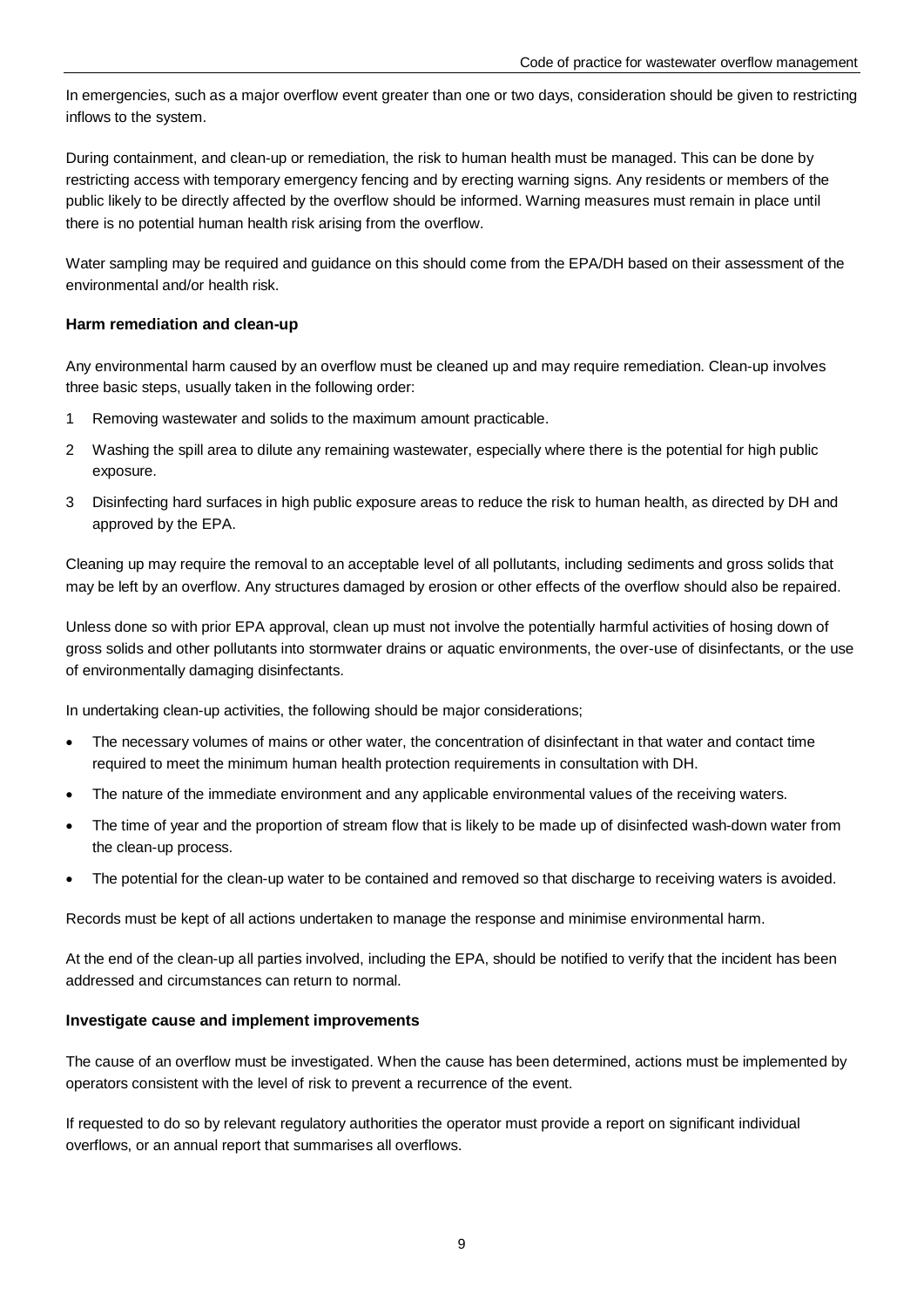In emergencies, such as a major overflow event greater than one or two days, consideration should be given to restricting inflows to the system.

During containment, and clean-up or remediation, the risk to human health must be managed. This can be done by restricting access with temporary emergency fencing and by erecting warning signs. Any residents or members of the public likely to be directly affected by the overflow should be informed. Warning measures must remain in place until there is no potential human health risk arising from the overflow.

Water sampling may be required and guidance on this should come from the EPA/DH based on their assessment of the environmental and/or health risk.

### Harm remediation and clean-up

Any environmental harm caused by an overflow must be cleaned up and may require remediation. Clean-up involves three basic steps, usually taken in the following order:

1. Removing wastewater and solids to the maximum amount practicable.
2. Washing the spill area to dilute any remaining wastewater, especially where there is the potential for high public exposure.
3. Disinfecting hard surfaces in high public exposure areas to reduce the risk to human health, as directed by DH and approved by the EPA.

Cleaning up may require the removal to an acceptable level of all pollutants, including sediments and gross solids that may be left by an overflow. Any structures damaged by erosion or other effects of the overflow should also be repaired.

Unless done so with prior EPA approval, clean up must not involve the potentially harmful activities of hosing down of gross solids and other pollutants into stormwater drains or aquatic environments, the over-use of disinfectants, or the use of environmentally damaging disinfectants.

In undertaking clean-up activities, the following should be major considerations;

- The necessary volumes of mains or other water, the concentration of disinfectant in that water and contact time required to meet the minimum human health protection requirements in consultation with DH.
- The nature of the immediate environment and any applicable environmental values of the receiving waters.
- The time of year and the proportion of stream flow that is likely to be made up of disinfected wash-down water from the clean-up process.
- The potential for the clean-up water to be contained and removed so that discharge to receiving waters is avoided.

Records must be kept of all actions undertaken to manage the response and minimise environmental harm.

At the end of the clean-up all parties involved, including the EPA, should be notified to verify that the incident has been addressed and circumstances can return to normal.

### Investigate cause and implement improvements

The cause of an overflow must be investigated. When the cause has been determined, actions must be implemented by operators consistent with the level of risk to prevent a recurrence of the event.

If requested to do so by relevant regulatory authorities the operator must provide a report on significant individual overflows, or an annual report that summarises all overflows.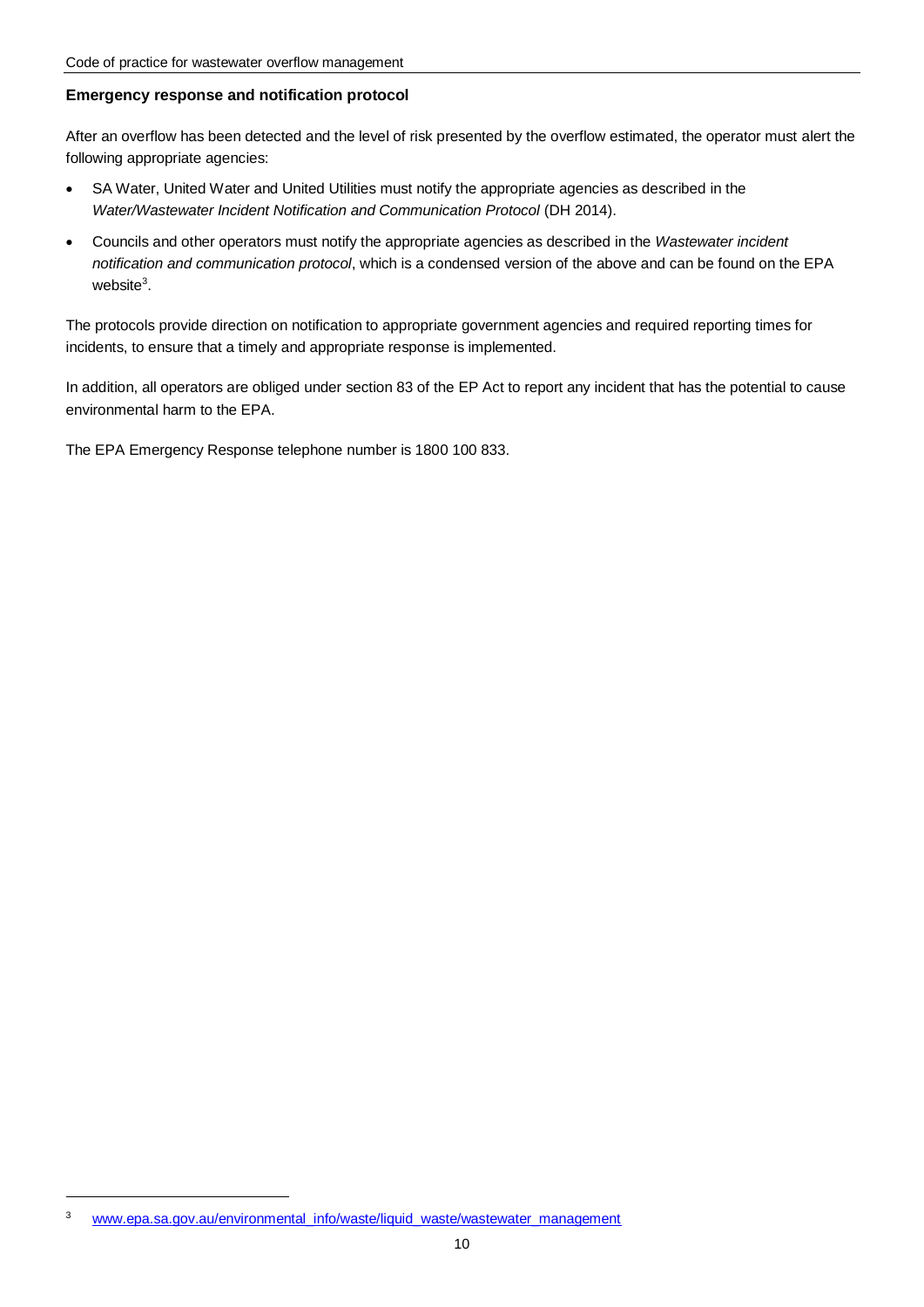### Emergency response and notification protocol

After an overflow has been detected and the level of risk presented by the overflow estimated, the operator must alert the following appropriate agencies:

- SA Water, United Water and United Utilities must notify the appropriate agencies as described in the *Water/Wastewater Incident Notification and Communication Protocol* (DH 2014).
- Councils and other operators must notify the appropriate agencies as described in the *Wastewater incident notification and communication protocol*, which is a condensed version of the above and can be found on the EPA website[3].

The protocols provide direction on notification to appropriate government agencies and required reporting times for incidents, to ensure that a timely and appropriate response is implemented.

In addition, all operators are obliged under section 83 of the EP Act to report any incident that has the potential to cause environmental harm to the EPA.

The EPA Emergency Response telephone number is 1800 100 833.

[3] www.epa.sa.gov.au/environmental_info/waste/liquid_waste/wastewater_management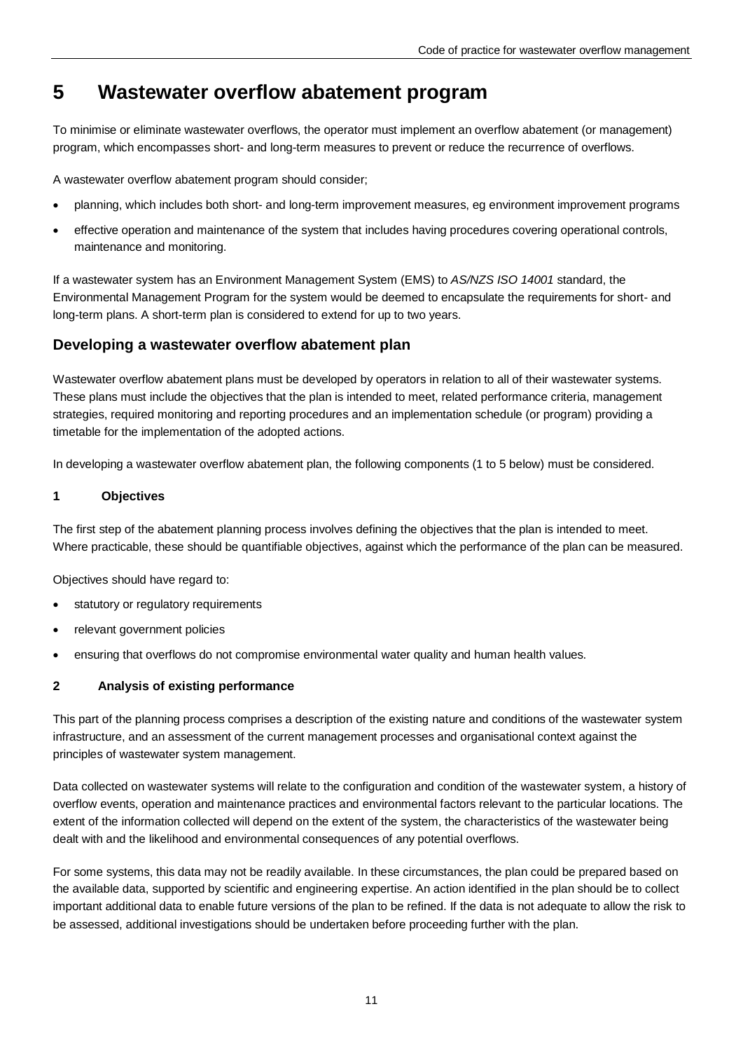# 5 Wastewater overflow abatement program

To minimise or eliminate wastewater overflows, the operator must implement an overflow abatement (or management) program, which encompasses short- and long-term measures to prevent or reduce the recurrence of overflows.

A wastewater overflow abatement program should consider;

- planning, which includes both short- and long-term improvement measures, eg environment improvement programs
- effective operation and maintenance of the system that includes having procedures covering operational controls, maintenance and monitoring.

If a wastewater system has an Environment Management System (EMS) to *AS/NZS ISO 14001* standard, the Environmental Management Program for the system would be deemed to encapsulate the requirements for short- and long-term plans. A short-term plan is considered to extend for up to two years.

## Developing a wastewater overflow abatement plan

Wastewater overflow abatement plans must be developed by operators in relation to all of their wastewater systems. These plans must include the objectives that the plan is intended to meet, related performance criteria, management strategies, required monitoring and reporting procedures and an implementation schedule (or program) providing a timetable for the implementation of the adopted actions.

In developing a wastewater overflow abatement plan, the following components (1 to 5 below) must be considered.

### 1 Objectives

The first step of the abatement planning process involves defining the objectives that the plan is intended to meet. Where practicable, these should be quantifiable objectives, against which the performance of the plan can be measured.

Objectives should have regard to:

- statutory or regulatory requirements
- relevant government policies
- ensuring that overflows do not compromise environmental water quality and human health values.

### 2 Analysis of existing performance

This part of the planning process comprises a description of the existing nature and conditions of the wastewater system infrastructure, and an assessment of the current management processes and organisational context against the principles of wastewater system management.

Data collected on wastewater systems will relate to the configuration and condition of the wastewater system, a history of overflow events, operation and maintenance practices and environmental factors relevant to the particular locations. The extent of the information collected will depend on the extent of the system, the characteristics of the wastewater being dealt with and the likelihood and environmental consequences of any potential overflows.

For some systems, this data may not be readily available. In these circumstances, the plan could be prepared based on the available data, supported by scientific and engineering expertise. An action identified in the plan should be to collect important additional data to enable future versions of the plan to be refined. If the data is not adequate to allow the risk to be assessed, additional investigations should be undertaken before proceeding further with the plan.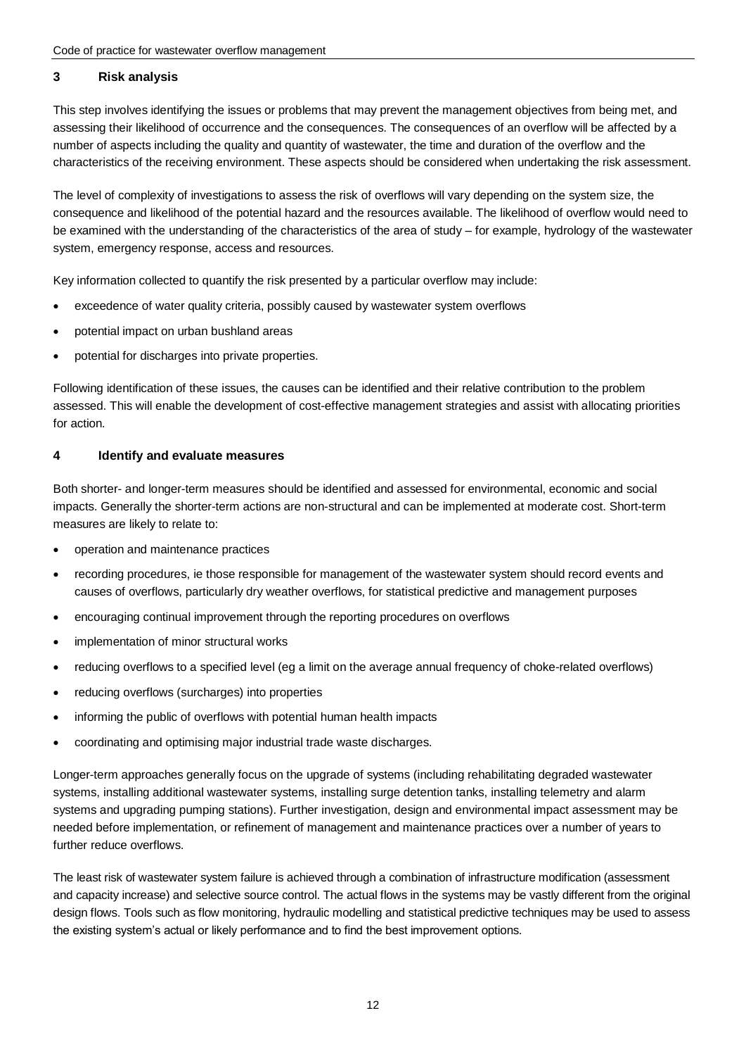## 3 Risk analysis

This step involves identifying the issues or problems that may prevent the management objectives from being met, and assessing their likelihood of occurrence and the consequences. The consequences of an overflow will be affected by a number of aspects including the quality and quantity of wastewater, the time and duration of the overflow and the characteristics of the receiving environment. These aspects should be considered when undertaking the risk assessment.

The level of complexity of investigations to assess the risk of overflows will vary depending on the system size, the consequence and likelihood of the potential hazard and the resources available. The likelihood of overflow would need to be examined with the understanding of the characteristics of the area of study – for example, hydrology of the wastewater system, emergency response, access and resources.

Key information collected to quantify the risk presented by a particular overflow may include:

- exceedence of water quality criteria, possibly caused by wastewater system overflows
- potential impact on urban bushland areas
- potential for discharges into private properties.

Following identification of these issues, the causes can be identified and their relative contribution to the problem assessed. This will enable the development of cost-effective management strategies and assist with allocating priorities for action.

## 4 Identify and evaluate measures

Both shorter- and longer-term measures should be identified and assessed for environmental, economic and social impacts. Generally the shorter-term actions are non-structural and can be implemented at moderate cost. Short-term measures are likely to relate to:

- operation and maintenance practices
- recording procedures, ie those responsible for management of the wastewater system should record events and causes of overflows, particularly dry weather overflows, for statistical predictive and management purposes
- encouraging continual improvement through the reporting procedures on overflows
- implementation of minor structural works
- reducing overflows to a specified level (eg a limit on the average annual frequency of choke-related overflows)
- reducing overflows (surcharges) into properties
- informing the public of overflows with potential human health impacts
- coordinating and optimising major industrial trade waste discharges.

Longer-term approaches generally focus on the upgrade of systems (including rehabilitating degraded wastewater systems, installing additional wastewater systems, installing surge detention tanks, installing telemetry and alarm systems and upgrading pumping stations). Further investigation, design and environmental impact assessment may be needed before implementation, or refinement of management and maintenance practices over a number of years to further reduce overflows.

The least risk of wastewater system failure is achieved through a combination of infrastructure modification (assessment and capacity increase) and selective source control. The actual flows in the systems may be vastly different from the original design flows. Tools such as flow monitoring, hydraulic modelling and statistical predictive techniques may be used to assess the existing system's actual or likely performance and to find the best improvement options.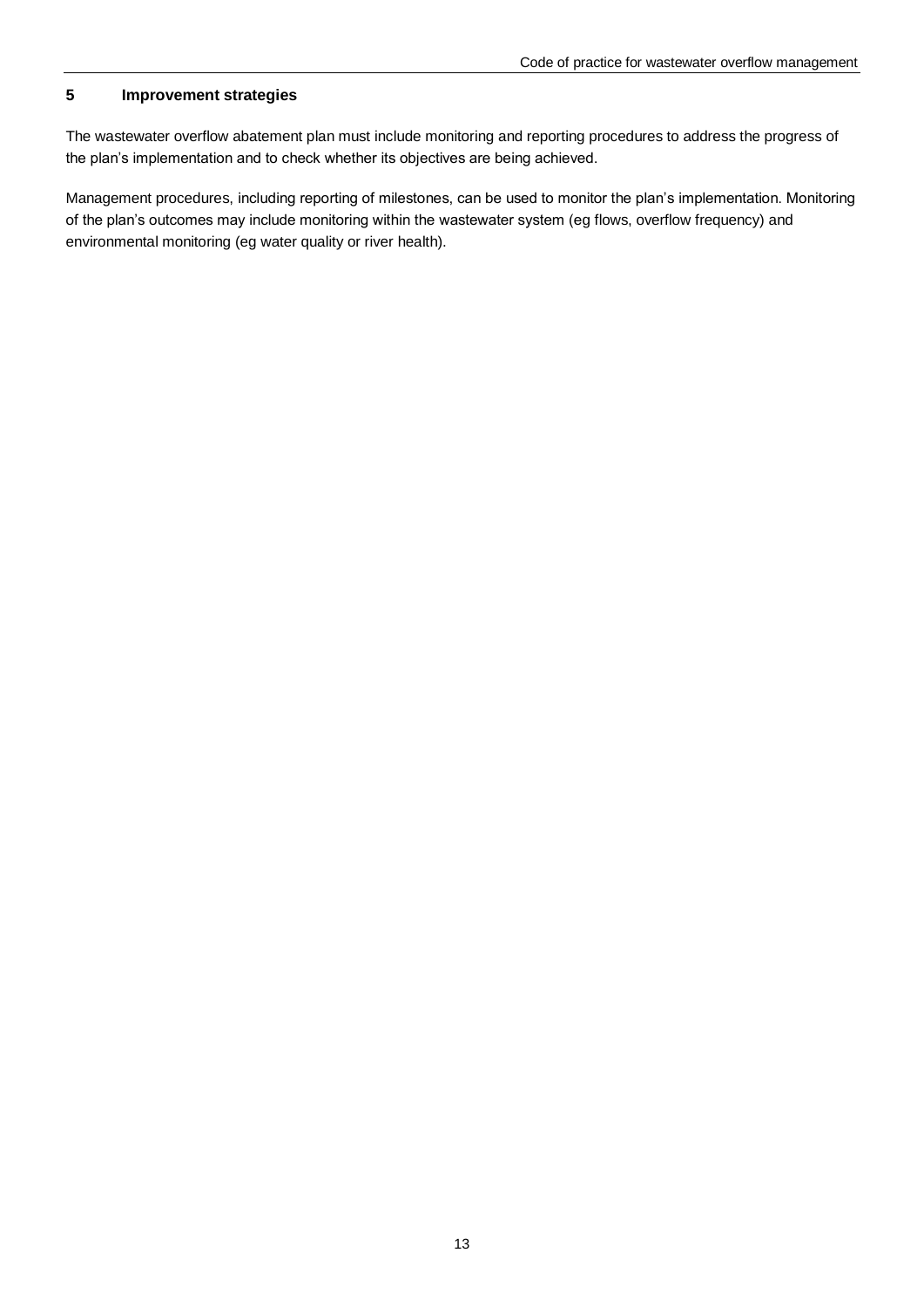## 5 Improvement strategies

The wastewater overflow abatement plan must include monitoring and reporting procedures to address the progress of the plan's implementation and to check whether its objectives are being achieved.

Management procedures, including reporting of milestones, can be used to monitor the plan's implementation. Monitoring of the plan's outcomes may include monitoring within the wastewater system (eg flows, overflow frequency) and environmental monitoring (eg water quality or river health).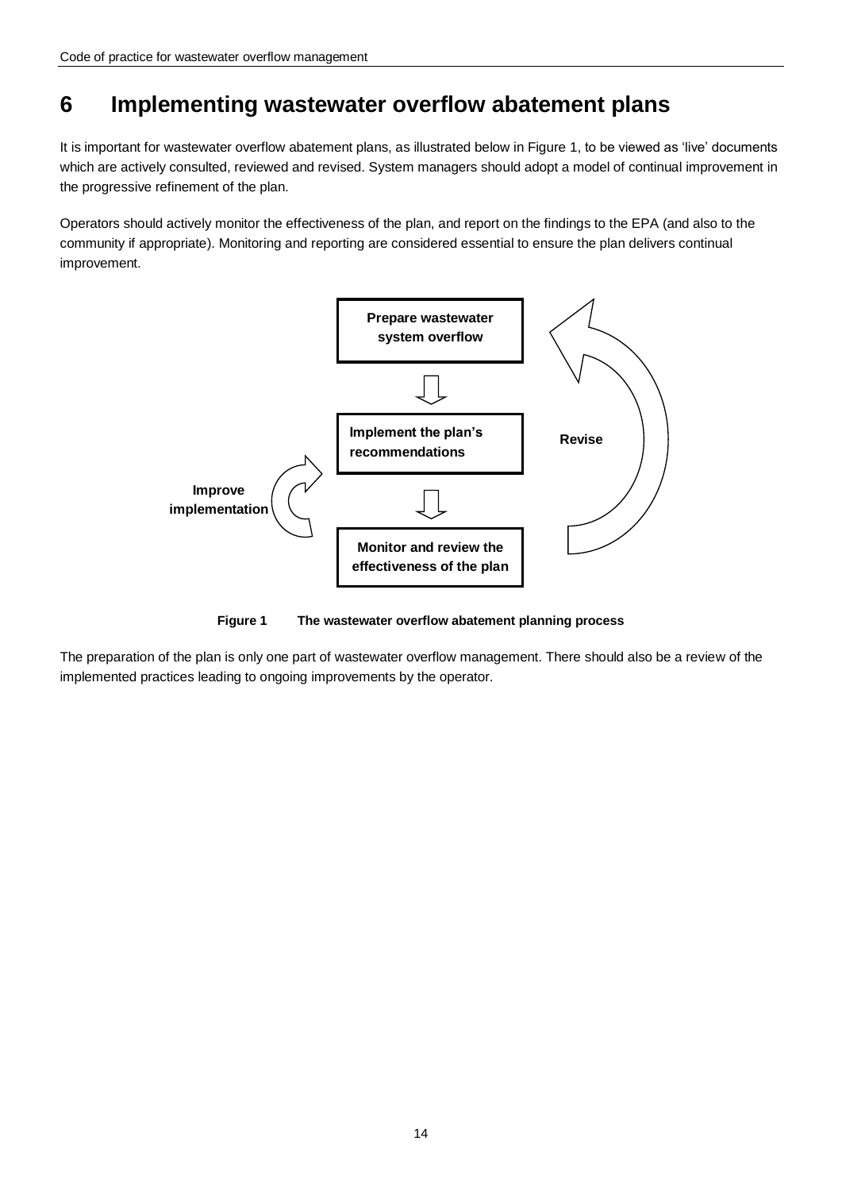# 6 Implementing wastewater overflow abatement plans

It is important for wastewater overflow abatement plans, as illustrated below in Figure 1, to be viewed as 'live' documents which are actively consulted, reviewed and revised. System managers should adopt a model of continual improvement in the progressive refinement of the plan.

Operators should actively monitor the effectiveness of the plan, and report on the findings to the EPA (and also to the community if appropriate). Monitoring and reporting are considered essential to ensure the plan delivers continual improvement.

**Prepare wastewater system overflow**

**Implement the plan's recommendations**

**Monitor and review the effectiveness of the plan**

**Revise**

**Improve implementation**

**Figure 1 The wastewater overflow abatement planning process**

The preparation of the plan is only one part of wastewater overflow management. There should also be a review of the implemented practices leading to ongoing improvements by the operator.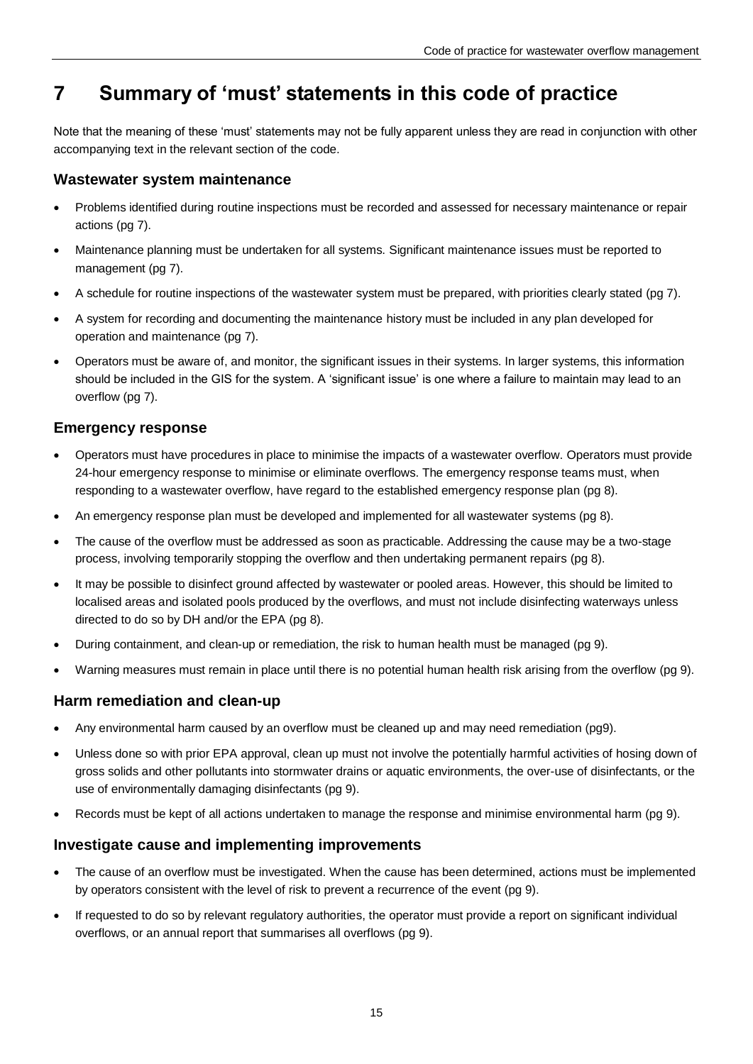# 7 Summary of 'must' statements in this code of practice

Note that the meaning of these 'must' statements may not be fully apparent unless they are read in conjunction with other accompanying text in the relevant section of the code.

### Wastewater system maintenance

- Problems identified during routine inspections must be recorded and assessed for necessary maintenance or repair actions (pg 7).
- Maintenance planning must be undertaken for all systems. Significant maintenance issues must be reported to management (pg 7).
- A schedule for routine inspections of the wastewater system must be prepared, with priorities clearly stated (pg 7).
- A system for recording and documenting the maintenance history must be included in any plan developed for operation and maintenance (pg 7).
- Operators must be aware of, and monitor, the significant issues in their systems. In larger systems, this information should be included in the GIS for the system. A 'significant issue' is one where a failure to maintain may lead to an overflow (pg 7).

### Emergency response

- Operators must have procedures in place to minimise the impacts of a wastewater overflow. Operators must provide 24-hour emergency response to minimise or eliminate overflows. The emergency response teams must, when responding to a wastewater overflow, have regard to the established emergency response plan (pg 8).
- An emergency response plan must be developed and implemented for all wastewater systems (pg 8).
- The cause of the overflow must be addressed as soon as practicable. Addressing the cause may be a two-stage process, involving temporarily stopping the overflow and then undertaking permanent repairs (pg 8).
- It may be possible to disinfect ground affected by wastewater or pooled areas. However, this should be limited to localised areas and isolated pools produced by the overflows, and must not include disinfecting waterways unless directed to do so by DH and/or the EPA (pg 8).
- During containment, and clean-up or remediation, the risk to human health must be managed (pg 9).
- Warning measures must remain in place until there is no potential human health risk arising from the overflow (pg 9).

### Harm remediation and clean-up

- Any environmental harm caused by an overflow must be cleaned up and may need remediation (pg9).
- Unless done so with prior EPA approval, clean up must not involve the potentially harmful activities of hosing down of gross solids and other pollutants into stormwater drains or aquatic environments, the over-use of disinfectants, or the use of environmentally damaging disinfectants (pg 9).
- Records must be kept of all actions undertaken to manage the response and minimise environmental harm (pg 9).

### Investigate cause and implementing improvements

- The cause of an overflow must be investigated. When the cause has been determined, actions must be implemented by operators consistent with the level of risk to prevent a recurrence of the event (pg 9).
- If requested to do so by relevant regulatory authorities, the operator must provide a report on significant individual overflows, or an annual report that summarises all overflows (pg 9).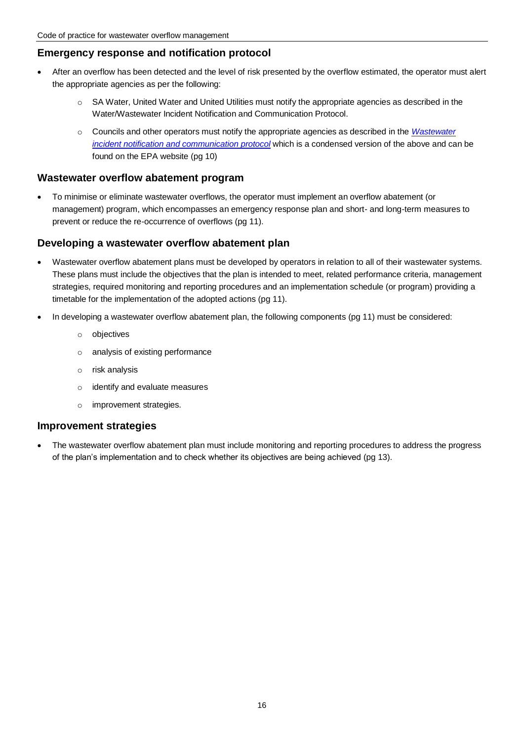## Emergency response and notification protocol

- After an overflow has been detected and the level of risk presented by the overflow estimated, the operator must alert the appropriate agencies as per the following:
  - SA Water, United Water and United Utilities must notify the appropriate agencies as described in the Water/Wastewater Incident Notification and Communication Protocol.
  - Councils and other operators must notify the appropriate agencies as described in the *Wastewater incident notification and communication protocol* which is a condensed version of the above and can be found on the EPA website (pg 10)

## Wastewater overflow abatement program

- To minimise or eliminate wastewater overflows, the operator must implement an overflow abatement (or management) program, which encompasses an emergency response plan and short- and long-term measures to prevent or reduce the re-occurrence of overflows (pg 11).

## Developing a wastewater overflow abatement plan

- Wastewater overflow abatement plans must be developed by operators in relation to all of their wastewater systems. These plans must include the objectives that the plan is intended to meet, related performance criteria, management strategies, required monitoring and reporting procedures and an implementation schedule (or program) providing a timetable for the implementation of the adopted actions (pg 11).
- In developing a wastewater overflow abatement plan, the following components (pg 11) must be considered:
  - objectives
  - analysis of existing performance
  - risk analysis
  - identify and evaluate measures
  - improvement strategies.

## Improvement strategies

- The wastewater overflow abatement plan must include monitoring and reporting procedures to address the progress of the plan's implementation and to check whether its objectives are being achieved (pg 13).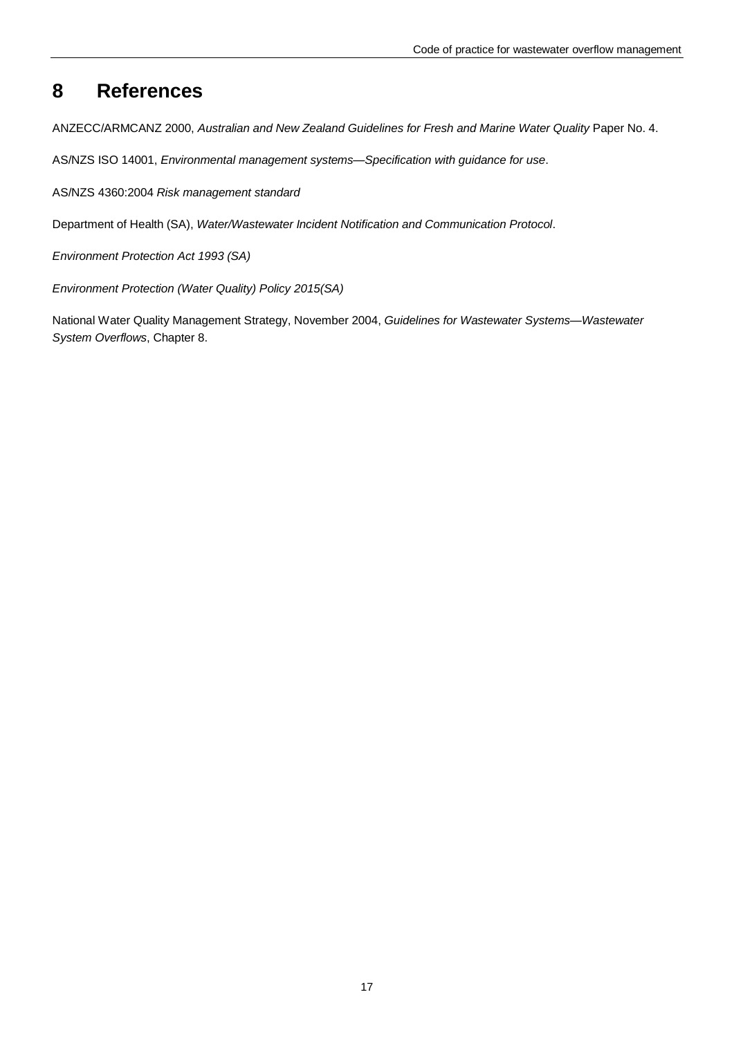# 8 References

ANZECC/ARMCANZ 2000, *Australian and New Zealand Guidelines for Fresh and Marine Water Quality* Paper No. 4.

AS/NZS ISO 14001, *Environmental management systems—Specification with guidance for use*.

AS/NZS 4360:2004 *Risk management standard*

Department of Health (SA), *Water/Wastewater Incident Notification and Communication Protocol*.

*Environment Protection Act 1993 (SA)*

*Environment Protection (Water Quality) Policy 2015(SA)*

National Water Quality Management Strategy, November 2004, *Guidelines for Wastewater Systems—Wastewater System Overflows*, Chapter 8.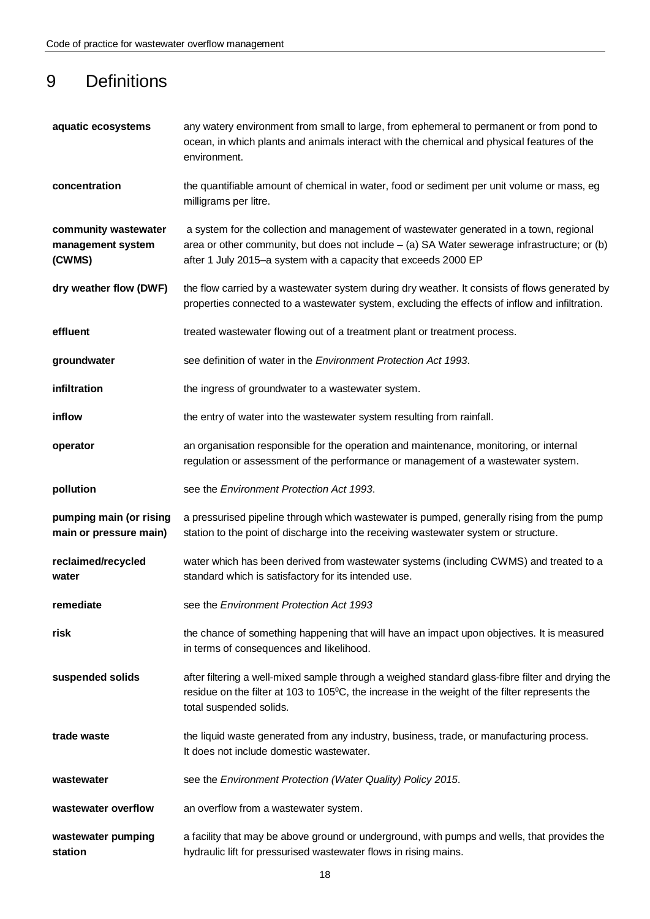# 9 Definitions

| | |
|---|---|
| **aquatic ecosystems** | any watery environment from small to large, from ephemeral to permanent or from pond to ocean, in which plants and animals interact with the chemical and physical features of the environment. |
| **concentration** | the quantifiable amount of chemical in water, food or sediment per unit volume or mass, eg milligrams per litre. |
| **community wastewater management system (CWMS)** | a system for the collection and management of wastewater generated in a town, regional area or other community, but does not include – (a) SA Water sewerage infrastructure; or (b) after 1 July 2015–a system with a capacity that exceeds 2000 EP |
| **dry weather flow (DWF)** | the flow carried by a wastewater system during dry weather. It consists of flows generated by properties connected to a wastewater system, excluding the effects of inflow and infiltration. |
| **effluent** | treated wastewater flowing out of a treatment plant or treatment process. |
| **groundwater** | see definition of water in the *Environment Protection Act 1993*. |
| **infiltration** | the ingress of groundwater to a wastewater system. |
| **inflow** | the entry of water into the wastewater system resulting from rainfall. |
| **operator** | an organisation responsible for the operation and maintenance, monitoring, or internal regulation or assessment of the performance or management of a wastewater system. |
| **pollution** | see the *Environment Protection Act 1993*. |
| **pumping main (or rising main or pressure main)** | a pressurised pipeline through which wastewater is pumped, generally rising from the pump station to the point of discharge into the receiving wastewater system or structure. |
| **reclaimed/recycled water** | water which has been derived from wastewater systems (including CWMS) and treated to a standard which is satisfactory for its intended use. |
| **remediate** | see the *Environment Protection Act 1993* |
| **risk** | the chance of something happening that will have an impact upon objectives. It is measured in terms of consequences and likelihood. |
| **suspended solids** | after filtering a well-mixed sample through a weighed standard glass-fibre filter and drying the residue on the filter at 103 to 105$^0$C, the increase in the weight of the filter represents the total suspended solids. |
| **trade waste** | the liquid waste generated from any industry, business, trade, or manufacturing process. It does not include domestic wastewater. |
| **wastewater** | see the *Environment Protection (Water Quality) Policy 2015*. |
| **wastewater overflow** | an overflow from a wastewater system. |
| **wastewater pumping station** | a facility that may be above ground or underground, with pumps and wells, that provides the hydraulic lift for pressurised wastewater flows in rising mains. |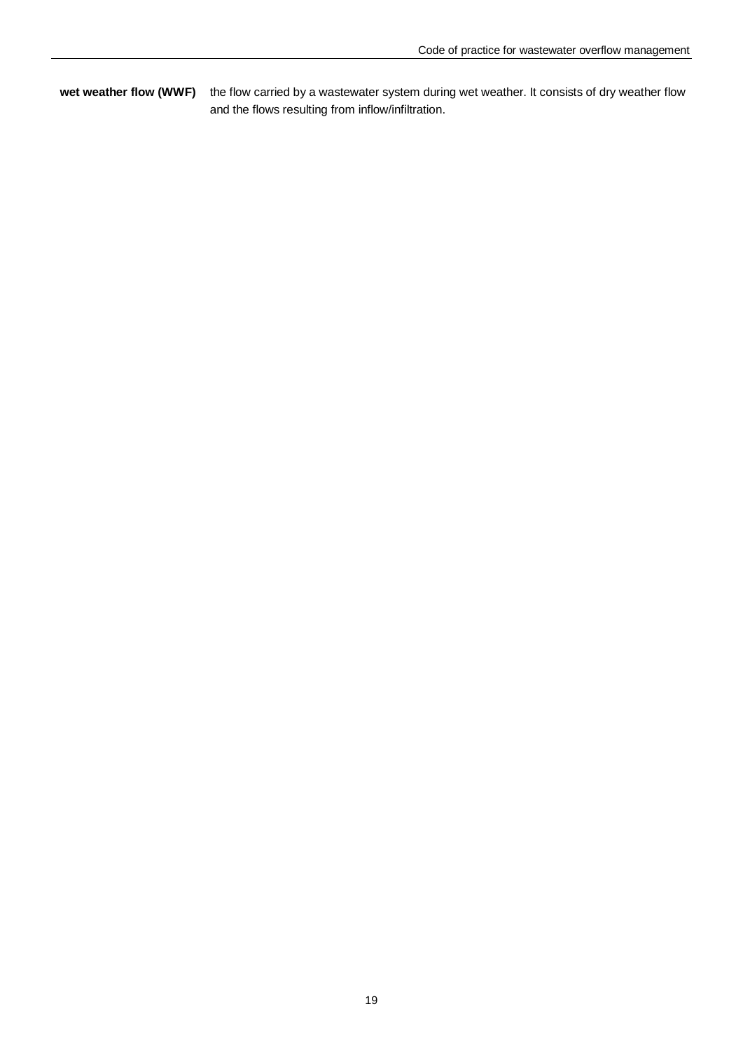**wet weather flow (WWF)** the flow carried by a wastewater system during wet weather. It consists of dry weather flow and the flows resulting from inflow/infiltration.